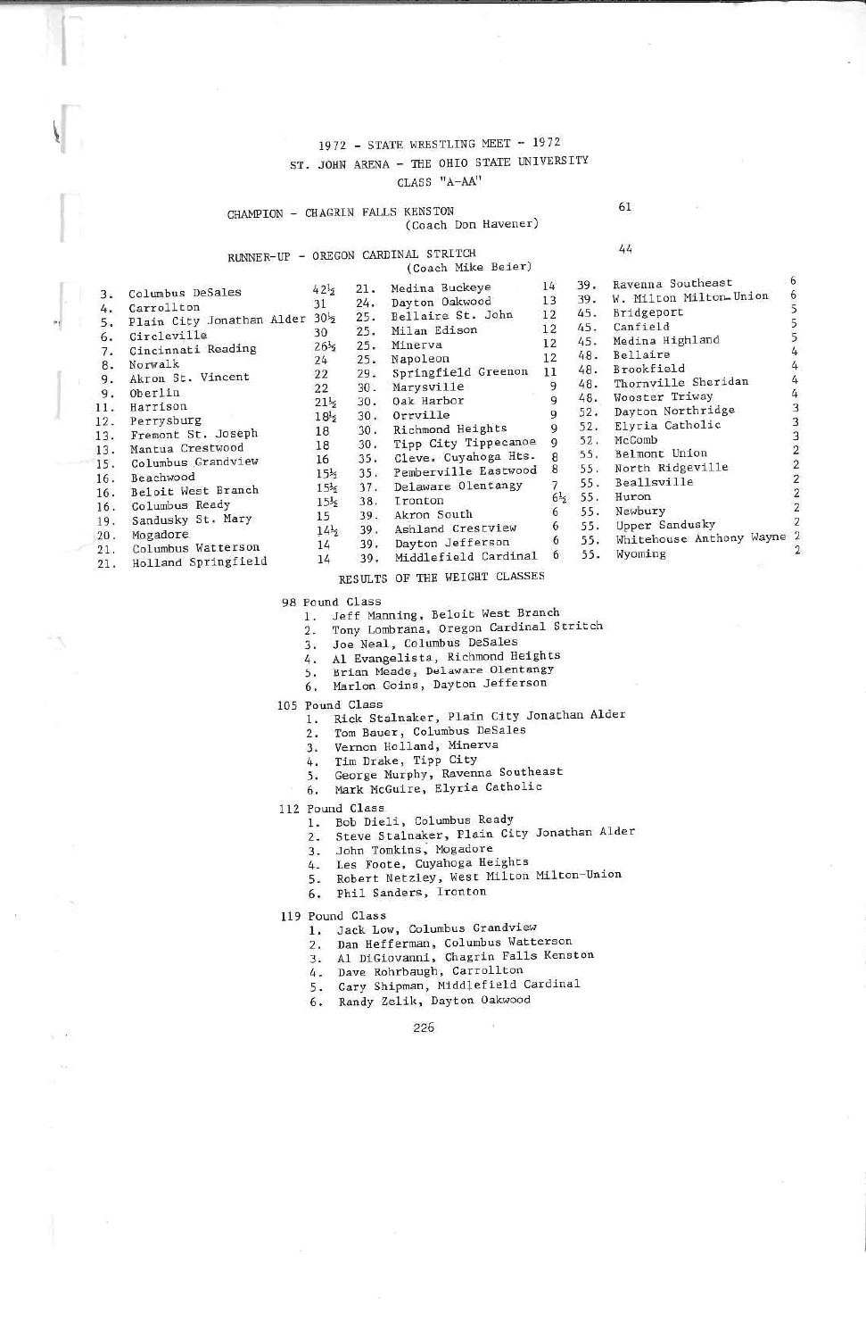# 1972 - STATE WRESTLING MEET - 1972

## ST. JOHN ARENA - THE OHIO STATE UNIVERSITY

### CLASS "A-AA"

CHAMPION - CHAGRIN FALLS KENSTON (Coach Don Havener) 61

RUNNER-UP - OREGON CARDINAL STRITCH (Coach Mike Beier) 44

| Place | School | Points | Place | School | Points | Place | School | Points |
|---|---|---|---|---|---|---|---|---|
| 3. | Columbus DeSales | 42½ | 21. | Medina Buckeye | 14 | 39. | Ravenna Southeast | 6 |
| 4. | Carrollton | 31 | 24. | Dayton Oakwood | 13 | 39. | W. Milton Milton-Union | 6 |
| 5. | Plain City Jonathan Alder | 30½ | 25. | Bellaire St. John | 12 | 45. | Bridgeport | 5 |
| 6. | Circleville | 30 | 25. | Milan Edison | 12 | 45. | Canfield | 5 |
| 7. | Cincinnati Reading | 26½ | 25. | Minerva | 12 | 45. | Medina Highland | 5 |
| 8. | Norwalk | 24 | 25. | Napoleon | 12 | 48. | Bellaire | 4 |
| 9. | Akron St. Vincent | 22 | 29. | Springfield Greenon | 11 | 48. | Brookfield | 4 |
| 9. | Oberlin | 22 | 30. | Marysville | 9 | 48. | Thornville Sheridan | 4 |
| 11. | Harrison | 21½ | 30. | Oak Harbor | 9 | 48. | Wooster Triway | 4 |
| 12. | Perrysburg | 18½ | 30. | Orrville | 9 | 52. | Dayton Northridge | 3 |
| 13. | Fremont St. Joseph | 18 | 30. | Richmond Heights | 9 | 52. | Elyria Catholic | 3 |
| 13. | Mantua Crestwood | 18 | 30. | Tipp City Tippecanoe | 9 | 52. | McComb | 3 |
| 15. | Columbus Grandview | 16 | 35. | Cleve. Cuyahoga Hts. | 8 | 55. | Belmont Union | 2 |
| 16. | Beachwood | 15½ | 35. | Pemberville Eastwood | 8 | 55. | North Ridgeville | 2 |
| 16. | Beloit West Branch | 15½ | 37. | Delaware Olentangy | 7 | 55. | Beallsville | 2 |
| 16. | Columbus Ready | 15½ | 38. | Ironton | 6½ | 55. | Huron | 2 |
| 19. | Sandusky St. Mary | 15 | 39. | Akron South | 6 | 55. | Newbury | 2 |
| 20. | Mogadore | 14½ | 39. | Ashland Crestview | 6 | 55. | Upper Sandusky | 2 |
| 21. | Columbus Watterson | 14 | 39. | Dayton Jefferson | 6 | 55. | Whitehouse Anthony Wayne | 2 |
| 21. | Holland Springfield | 14 | 39. | Middlefield Cardinal | 6 | 55. | Wyoming | 2 |

### RESULTS OF THE WEIGHT CLASSES

**98 Pound Class**
1. Jeff Manning, Beloit West Branch
2. Tony Lombrana, Oregon Cardinal Stritch
3. Joe Neal, Columbus DeSales
4. Al Evangelista, Richmond Heights
5. Brian Meade, Delaware Olentangy
6. Marlon Goins, Dayton Jefferson

**105 Pound Class**
1. Rick Stalnaker, Plain City Jonathan Alder
2. Tom Bauer, Columbus DeSales
3. Vernon Holland, Minerva
4. Tim Drake, Tipp City
5. George Murphy, Ravenna Southeast
6. Mark McGuire, Elyria Catholic

**112 Pound Class**
1. Bob Dieli, Columbus Ready
2. Steve Stalnaker, Plain City Jonathan Alder
3. John Tomkins, Mogadore
4. Les Foote, Cuyahoga Heights
5. Robert Netzley, West Milton Milton-Union
6. Phil Sanders, Ironton

**119 Pound Class**
1. Jack Low, Columbus Grandview
2. Dan Hefferman, Columbus Watterson
3. Al DiGiovanni, Chagrin Falls Kenston
4. Dave Rohrbaugh, Carrollton
5. Cary Shipman, Middlefield Cardinal
6. Randy Zelik, Dayton Oakwood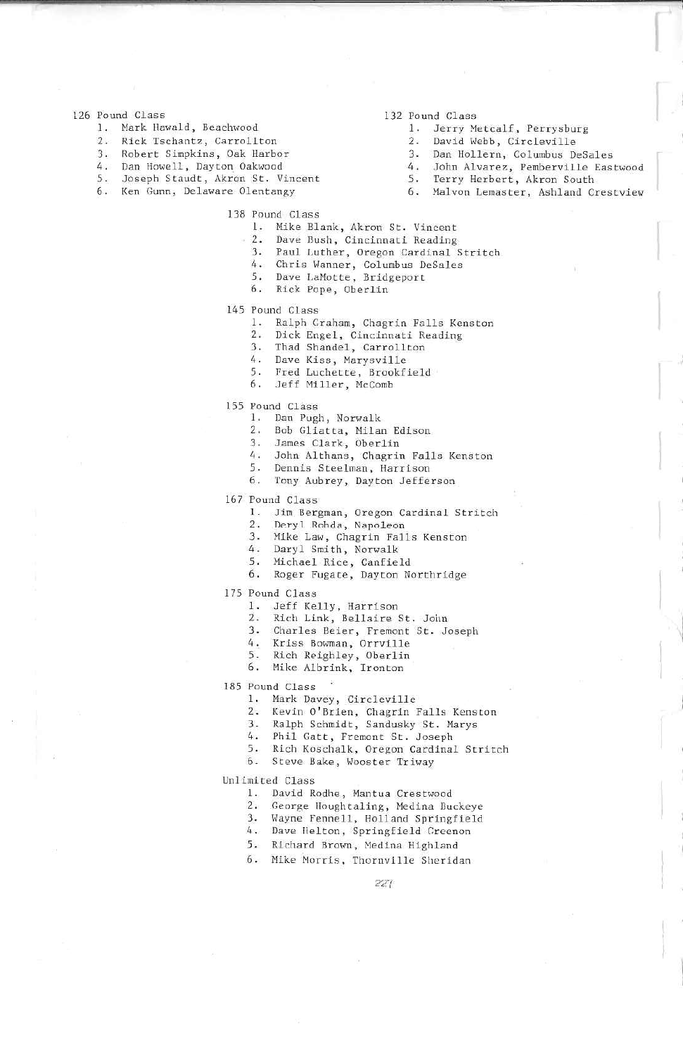126 Pound Class

1. Mark Hawald, Beachwood
2. Rick Tschantz, Carrollton
3. Robert Simpkins, Oak Harbor
4. Dan Howell, Dayton Oakwood
5. Joseph Staudt, Akron St. Vincent
6. Ken Gunn, Delaware Olentangy

132 Pound Class

1. Jerry Metcalf, Perrysburg
2. David Webb, Circleville
3. Dan Hollern, Columbus DeSales
4. John Alvarez, Pemberville Eastwood
5. Terry Herbert, Akron South
6. Malvon Lemaster, Ashland Crestview

138 Pound Class

1. Mike Blank, Akron St. Vincent
2. Dave Bush, Cincinnati Reading
3. Paul Luther, Oregon Cardinal Stritch
4. Chris Wanner, Columbus DeSales
5. Dave LaMotte, Bridgeport
6. Rick Pope, Oberlin

145 Pound Class

1. Ralph Graham, Chagrin Falls Kenston
2. Dick Engel, Cincinnati Reading
3. Thad Shandel, Carrollton
4. Dave Kiss, Marysville
5. Fred Luchette, Brookfield
6. Jeff Miller, McComb

155 Pound Class

1. Dan Pugh, Norwalk
2. Bob Gliatta, Milan Edison
3. James Clark, Oberlin
4. John Althans, Chagrin Falls Kenston
5. Dennis Steelman, Harrison
6. Tony Aubrey, Dayton Jefferson

167 Pound Class

1. Jim Bergman, Oregon Cardinal Stritch
2. Deryl Rohda, Napoleon
3. Mike Law, Chagrin Falls Kenston
4. Daryl Smith, Norwalk
5. Michael Rice, Canfield
6. Roger Fugate, Dayton Northridge

175 Pound Class

1. Jeff Kelly, Harrison
2. Rich Link, Bellaire St. John
3. Charles Beier, Fremont St. Joseph
4. Kriss Bowman, Orrville
5. Rich Reighley, Oberlin
6. Mike Albrink, Ironton

185 Pound Class

1. Mark Davey, Circleville
2. Kevin O'Brien, Chagrin Falls Kenston
3. Ralph Schmidt, Sandusky St. Marys
4. Phil Gatt, Fremont St. Joseph
5. Rich Koschalk, Oregon Cardinal Stritch
6. Steve Bake, Wooster Triway

Unlimited Class

1. David Rodhe, Mantua Crestwood
2. George Houghtaling, Medina Buckeye
3. Wayne Fennell, Holland Springfield
4. Dave Helton, Springfield Greenon
5. Richard Brown, Medina Highland
6. Mike Morris, Thornville Sheridan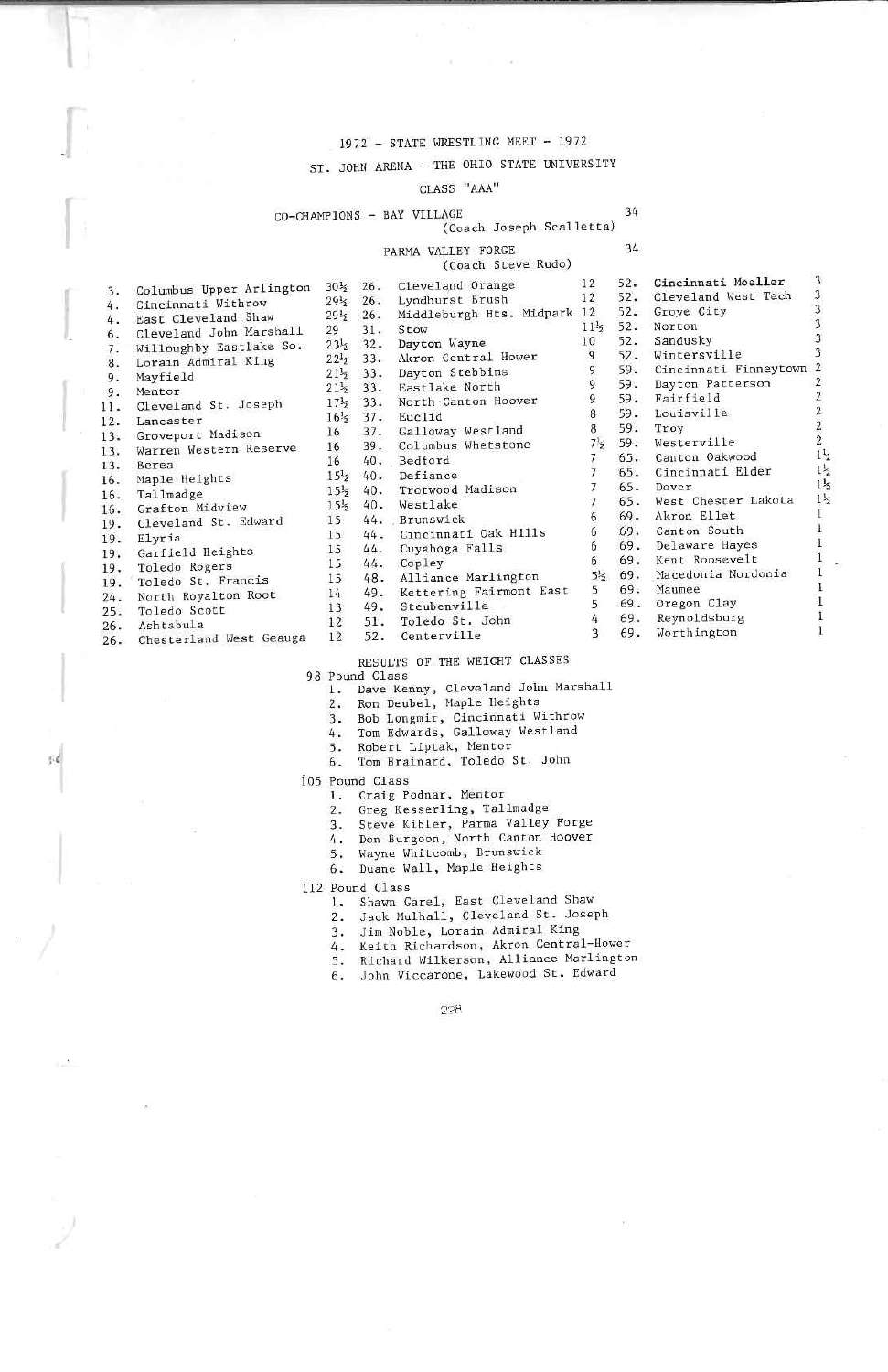1972 - STATE WRESTLING MEET - 1972

ST. JOHN ARENA - THE OHIO STATE UNIVERSITY

CLASS "AAA"

CO-CHAMPIONS - BAY VILLAGE 34
(Coach Joseph Scalletta)

PARMA VALLEY FORGE 34
(Coach Steve Rudo)

| Place | School | Points | Place | School | Points | Place | School | Points |
|---|---|---|---|---|---|---|---|---|
| 3. | Columbus Upper Arlington | 30½ | 26. | Cleveland Orange | 12 | 52. | Cincinnati Moeller | 3 |
| 4. | Cincinnati Withrow | 29½ | 26. | Lyndhurst Brush | 12 | 52. | Cleveland West Tech | 3 |
| 4. | East Cleveland Shaw | 29½ | 26. | Middleburgh Hts. Midpark | 12 | 52. | Grove City | 3 |
| 6. | Cleveland John Marshall | 29 | 31. | Stow | 11½ | 52. | Norton | 3 |
| 7. | Willoughby Eastlake So. | 23½ | 32. | Dayton Wayne | 10 | 52. | Sandusky | 3 |
| 8. | Lorain Admiral King | 22½ | 33. | Akron Central Hower | 9 | 52. | Wintersville | 3 |
| 9. | Mayfield | 21½ | 33. | Dayton Stebbins | 9 | 59. | Cincinnati Finneytown | 2 |
| 9. | Mentor | 21½ | 33. | Eastlake North | 9 | 59. | Dayton Patterson | 2 |
| 11. | Cleveland St. Joseph | 17½ | 33. | North Canton Hoover | 9 | 59. | Fairfield | 2 |
| 12. | Lancaster | 16½ | 37. | Euclid | 8 | 59. | Louisville | 2 |
| 13. | Groveport Madison | 16 | 37. | Galloway Westland | 8 | 59. | Troy | 2 |
| 13. | Warren Western Reserve | 16 | 39. | Columbus Whetstone | 7½ | 59. | Westerville | 2 |
| 13. | Berea | 16 | 40. | Bedford | 7 | 65. | Canton Oakwood | 1½ |
| 16. | Maple Heights | 15½ | 40. | Defiance | 7 | 65. | Cincinnati Elder | 1½ |
| 16. | Tallmadge | 15½ | 40. | Trotwood Madison | 7 | 65. | Dover | 1½ |
| 16. | Crafton Midview | 15½ | 40. | Westlake | 7 | 65. | West Chester Lakota | 1½ |
| 19. | Cleveland St. Edward | 15 | 44. | Brunswick | 6 | 69. | Akron Ellet | 1 |
| 19. | Elyria | 15 | 44. | Cincinnati Oak Hills | 6 | 69. | Canton South | 1 |
| 19. | Garfield Heights | 15 | 44. | Cuyahoga Falls | 6 | 69. | Delaware Hayes | 1 |
| 19. | Toledo Rogers | 15 | 44. | Copley | 6 | 69. | Kent Roosevelt | 1 |
| 19. | Toledo St. Francis | 15 | 48. | Alliance Marlington | 5½ | 69. | Macedonia Nordonia | 1 |
| 24. | North Royalton Root | 14 | 49. | Kettering Fairmont East | 5 | 69. | Maumee | 1 |
| 25. | Toledo Scott | 13 | 49. | Steubenville | 5 | 69. | Oregon Clay | 1 |
| 26. | Ashtabula | 12 | 51. | Toledo St. John | 4 | 69. | Reynoldsburg | 1 |
| 26. | Chesterland West Geauga | 12 | 52. | Centerville | 3 | 69. | Worthington | 1 |

RESULTS OF THE WEIGHT CLASSES

98 Pound Class
1. Dave Kenny, Cleveland John Marshall
2. Ron Deubel, Maple Heights
3. Bob Longmir, Cincinnati Withrow
4. Tom Edwards, Galloway Westland
5. Robert Liptak, Mentor
6. Tom Brainard, Toledo St. John

105 Pound Class
1. Craig Podnar, Mentor
2. Greg Kesserling, Tallmadge
3. Steve Kibler, Parma Valley Forge
4. Don Burgoon, North Canton Hoover
5. Wayne Whitcomb, Brunswick
6. Duane Wall, Maple Heights

112 Pound Class
1. Shawn Carel, East Cleveland Shaw
2. Jack Mulhall, Cleveland St. Joseph
3. Jim Noble, Lorain Admiral King
4. Keith Richardson, Akron Central-Hower
5. Richard Wilkerson, Alliance Marlington
6. John Viccarone, Lakewood St. Edward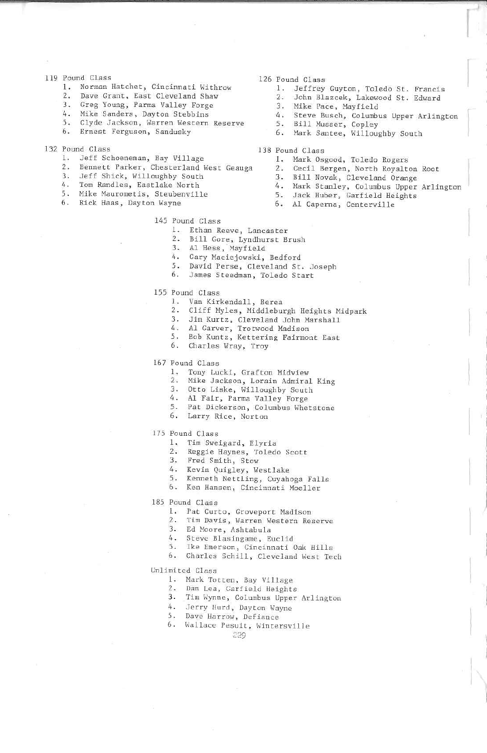119 Pound Class

1. Norman Hatchet, Cincinnati Withrow
2. Dave Grant, East Cleveland Shaw
3. Greg Young, Parma Valley Forge
4. Mike Sanders, Dayton Stebbins
5. Clyde Jackson, Warren Western Reserve
6. Ernest Ferguson, Sandusky

126 Pound Class

1. Jeffrey Guyton, Toledo St. Francis
2. John Blazcek, Lakewood St. Edward
3. Mike Pace, Mayfield
4. Steve Busch, Columbus Upper Arlington
5. Bill Musser, Copley
6. Mark Santee, Willoughby South

132 Pound Class

1. Jeff Schoeneman, Bay Village
2. Bennett Parker, Chesterland West Geauga
3. Jeff Shick, Willoughby South
4. Tom Randles, Eastlake North
5. Mike Maurometis, Steubenville
6. Rick Haas, Dayton Wayne

138 Pound Class

1. Mark Osgood, Toledo Rogers
2. Cecil Bergen, North Royalton Root
3. Bill Novak, Cleveland Orange
4. Mark Stanley, Columbus Upper Arlington
5. Jack Huber, Garfield Heights
6. Al Caperna, Centerville

145 Pound Class

1. Ethan Reeve, Lancaster
2. Bill Gore, Lyndhurst Brush
3. Al Hess, Mayfield
4. Gary Maciejowski, Bedford
5. David Perse, Cleveland St. Joseph
6. James Steedman, Toledo Start

155 Pound Class

1. Van Kirkendall, Berea
2. Cliff Myles, Middleburgh Heights Midpark
3. Jim Kurtz, Cleveland John Marshall
4. Al Garver, Trotwood Madison
5. Bob Kuntz, Kettering Fairmont East
6. Charles Wray, Troy

167 Pound Class

1. Tony Lucki, Grafton Midview
2. Mike Jackson, Lorain Admiral King
3. Otto Liske, Willoughby South
4. Al Fair, Parma Valley Forge
5. Pat Dickerson, Columbus Whetstone
6. Larry Rice, Norton

175 Pound Class

1. Tim Sweigard, Elyria
2. Reggie Haynes, Toledo Scott
3. Fred Smith, Stow
4. Kevin Quigley, Westlake
5. Kenneth Nettling, Cuyahoga Falls
6. Ken Hansen, Cincinnati Moeller

185 Pound Class

1. Pat Curto, Groveport Madison
2. Tim Davis, Warren Western Reserve
3. Ed Moore, Ashtabula
4. Steve Blasingame, Euclid
5. Ike Emerson, Cincinnati Oak Hills
6. Charles Schill, Cleveland West Tech

Unlimited Class

1. Mark Totten, Bay Village
2. Dan Lea, Garfield Heights
3. Tim Wynne, Columbus Upper Arlington
4. Jerry Hurd, Dayton Wayne
5. Dave Harrow, Defiance
6. Wallace Pesuit, Wintersville